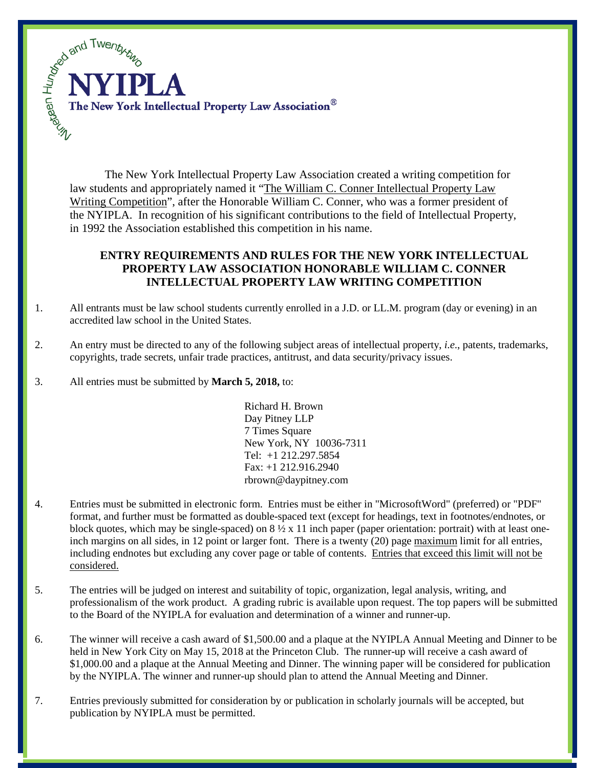Nineteen Hundred and Twenty-two

# NYIPLA

The New York Intellectual Property Law Association®

The New York Intellectual Property Law Association created a writing competition for law students and appropriately named it "The William C. Conner Intellectual Property Law Writing Competition", after the Honorable William C. Conner, who was a former president of the NYIPLA. In recognition of his significant contributions to the field of Intellectual Property, in 1992 the Association established this competition in his name.

## ENTRY REQUIREMENTS AND RULES FOR THE NEW YORK INTELLECTUAL PROPERTY LAW ASSOCIATION HONORABLE WILLIAM C. CONNER INTELLECTUAL PROPERTY LAW WRITING COMPETITION

1. All entrants must be law school students currently enrolled in a J.D. or LL.M. program (day or evening) in an accredited law school in the United States.

2. An entry must be directed to any of the following subject areas of intellectual property, *i.e.*, patents, trademarks, copyrights, trade secrets, unfair trade practices, antitrust, and data security/privacy issues.

3. All entries must be submitted by **March 5, 2018,** to:

   Richard H. Brown
   Day Pitney LLP
   7 Times Square
   New York, NY 10036-7311
   Tel: +1 212.297.5854
   Fax: +1 212.916.2940
   rbrown@daypitney.com

4. Entries must be submitted in electronic form. Entries must be either in "MicrosoftWord" (preferred) or "PDF" format, and further must be formatted as double-spaced text (except for headings, text in footnotes/endnotes, or block quotes, which may be single-spaced) on 8 ½ x 11 inch paper (paper orientation: portrait) with at least one-inch margins on all sides, in 12 point or larger font. There is a twenty (20) page maximum limit for all entries, including endnotes but excluding any cover page or table of contents. Entries that exceed this limit will not be considered.

5. The entries will be judged on interest and suitability of topic, organization, legal analysis, writing, and professionalism of the work product. A grading rubric is available upon request. The top papers will be submitted to the Board of the NYIPLA for evaluation and determination of a winner and runner-up.

6. The winner will receive a cash award of $1,500.00 and a plaque at the NYIPLA Annual Meeting and Dinner to be held in New York City on May 15, 2018 at the Princeton Club. The runner-up will receive a cash award of $1,000.00 and a plaque at the Annual Meeting and Dinner. The winning paper will be considered for publication by the NYIPLA. The winner and runner-up should plan to attend the Annual Meeting and Dinner.

7. Entries previously submitted for consideration by or publication in scholarly journals will be accepted, but publication by NYIPLA must be permitted.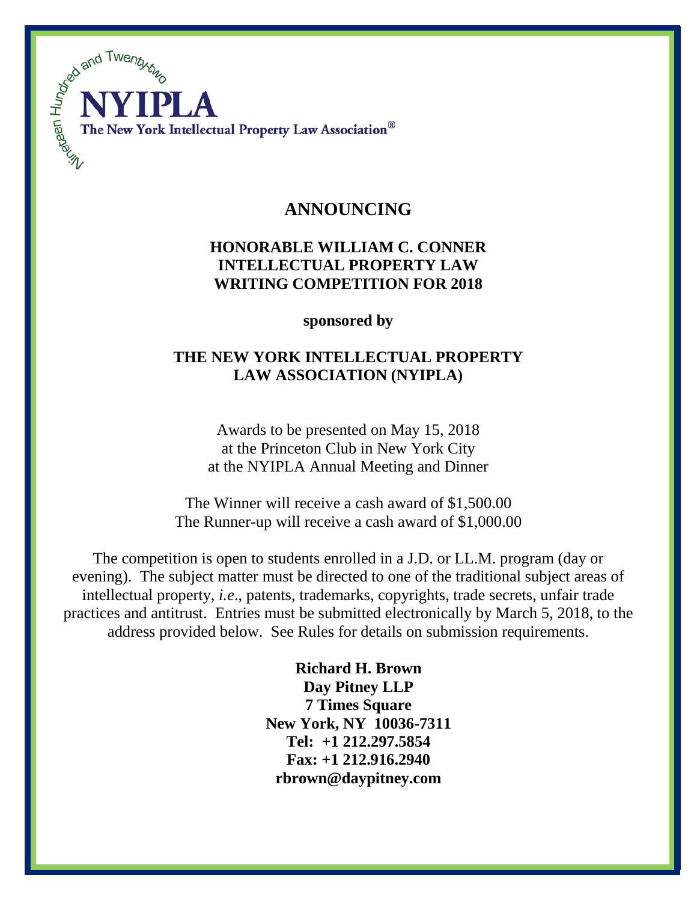Nineteen Hundred and Twenty-two

**NYIPLA**

**The New York Intellectual Property Law Association®**

# ANNOUNCING

## HONORABLE WILLIAM C. CONNER INTELLECTUAL PROPERTY LAW WRITING COMPETITION FOR 2018

**sponsored by**

## THE NEW YORK INTELLECTUAL PROPERTY LAW ASSOCIATION (NYIPLA)

Awards to be presented on May 15, 2018
at the Princeton Club in New York City
at the NYIPLA Annual Meeting and Dinner

The Winner will receive a cash award of $1,500.00
The Runner-up will receive a cash award of $1,000.00

The competition is open to students enrolled in a J.D. or LL.M. program (day or evening). The subject matter must be directed to one of the traditional subject areas of intellectual property, *i.e*., patents, trademarks, copyrights, trade secrets, unfair trade practices and antitrust. Entries must be submitted electronically by March 5, 2018, to the address provided below. See Rules for details on submission requirements.

**Richard H. Brown**
**Day Pitney LLP**
**7 Times Square**
**New York, NY 10036-7311**
**Tel: +1 212.297.5854**
**Fax: +1 212.916.2940**
**rbrown@daypitney.com**